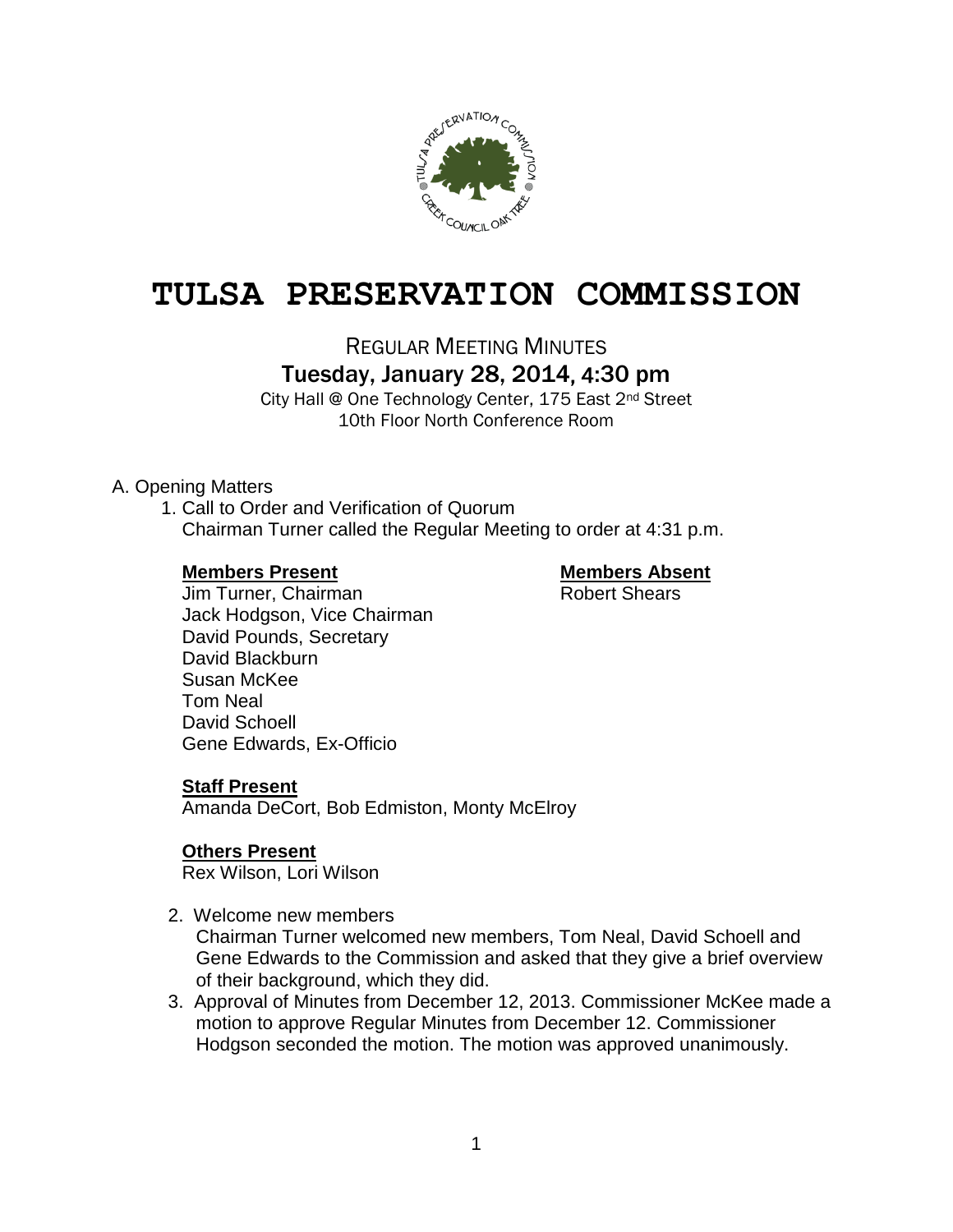# TULSA PRESERVATION COMMISSION

## REGULAR MEETING MINUTES

### Tuesday, January 28, 2014, 4:30 pm

City Hall @ One Technology Center, 175 East 2nd Street
10th Floor North Conference Room

A. Opening Matters

1. Call to Order and Verification of Quorum
   Chairman Turner called the Regular Meeting to order at 4:31 p.m.

   **Members Present**
   Jim Turner, Chairman
   Jack Hodgson, Vice Chairman
   David Pounds, Secretary
   David Blackburn
   Susan McKee
   Tom Neal
   David Schoell
   Gene Edwards, Ex-Officio

   **Members Absent**
   Robert Shears

   **Staff Present**
   Amanda DeCort, Bob Edmiston, Monty McElroy

   **Others Present**
   Rex Wilson, Lori Wilson

2. Welcome new members
   Chairman Turner welcomed new members, Tom Neal, David Schoell and Gene Edwards to the Commission and asked that they give a brief overview of their background, which they did.

3. Approval of Minutes from December 12, 2013. Commissioner McKee made a motion to approve Regular Minutes from December 12. Commissioner Hodgson seconded the motion. The motion was approved unanimously.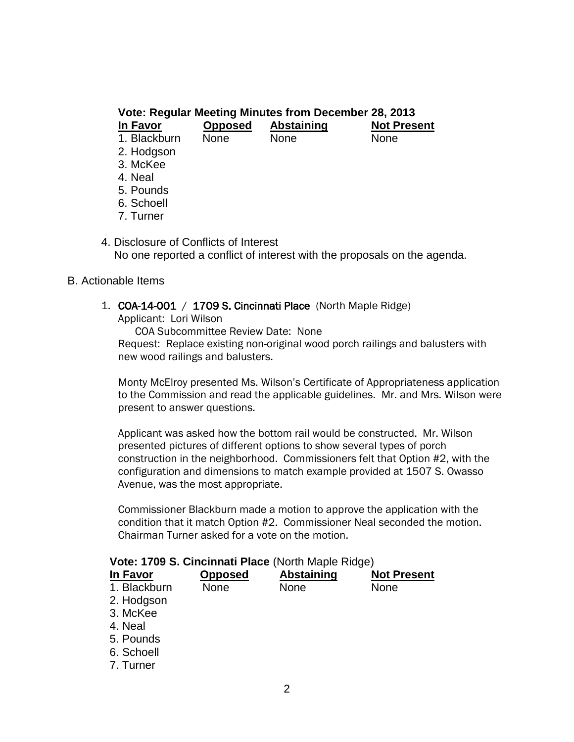**Vote: Regular Meeting Minutes from December 28, 2013**

| In Favor | Opposed | Abstaining | Not Present |
|---|---|---|---|
| 1. Blackburn | None | None | None |
| 2. Hodgson | | | |
| 3. McKee | | | |
| 4. Neal | | | |
| 5. Pounds | | | |
| 6. Schoell | | | |
| 7. Turner | | | |

4. Disclosure of Conflicts of Interest
   No one reported a conflict of interest with the proposals on the agenda.

B. Actionable Items

1. **COA-14-001 / 1709 S. Cincinnati Place** (North Maple Ridge)
   Applicant: Lori Wilson
   COA Subcommittee Review Date: None
   Request: Replace existing non-original wood porch railings and balusters with new wood railings and balusters.

   Monty McElroy presented Ms. Wilson's Certificate of Appropriateness application to the Commission and read the applicable guidelines. Mr. and Mrs. Wilson were present to answer questions.

   Applicant was asked how the bottom rail would be constructed. Mr. Wilson presented pictures of different options to show several types of porch construction in the neighborhood. Commissioners felt that Option #2, with the configuration and dimensions to match example provided at 1507 S. Owasso Avenue, was the most appropriate.

   Commissioner Blackburn made a motion to approve the application with the condition that it match Option #2. Commissioner Neal seconded the motion. Chairman Turner asked for a vote on the motion.

**Vote: 1709 S. Cincinnati Place** (North Maple Ridge)

| In Favor | Opposed | Abstaining | Not Present |
|---|---|---|---|
| 1. Blackburn | None | None | None |
| 2. Hodgson | | | |
| 3. McKee | | | |
| 4. Neal | | | |
| 5. Pounds | | | |
| 6. Schoell | | | |
| 7. Turner | | | |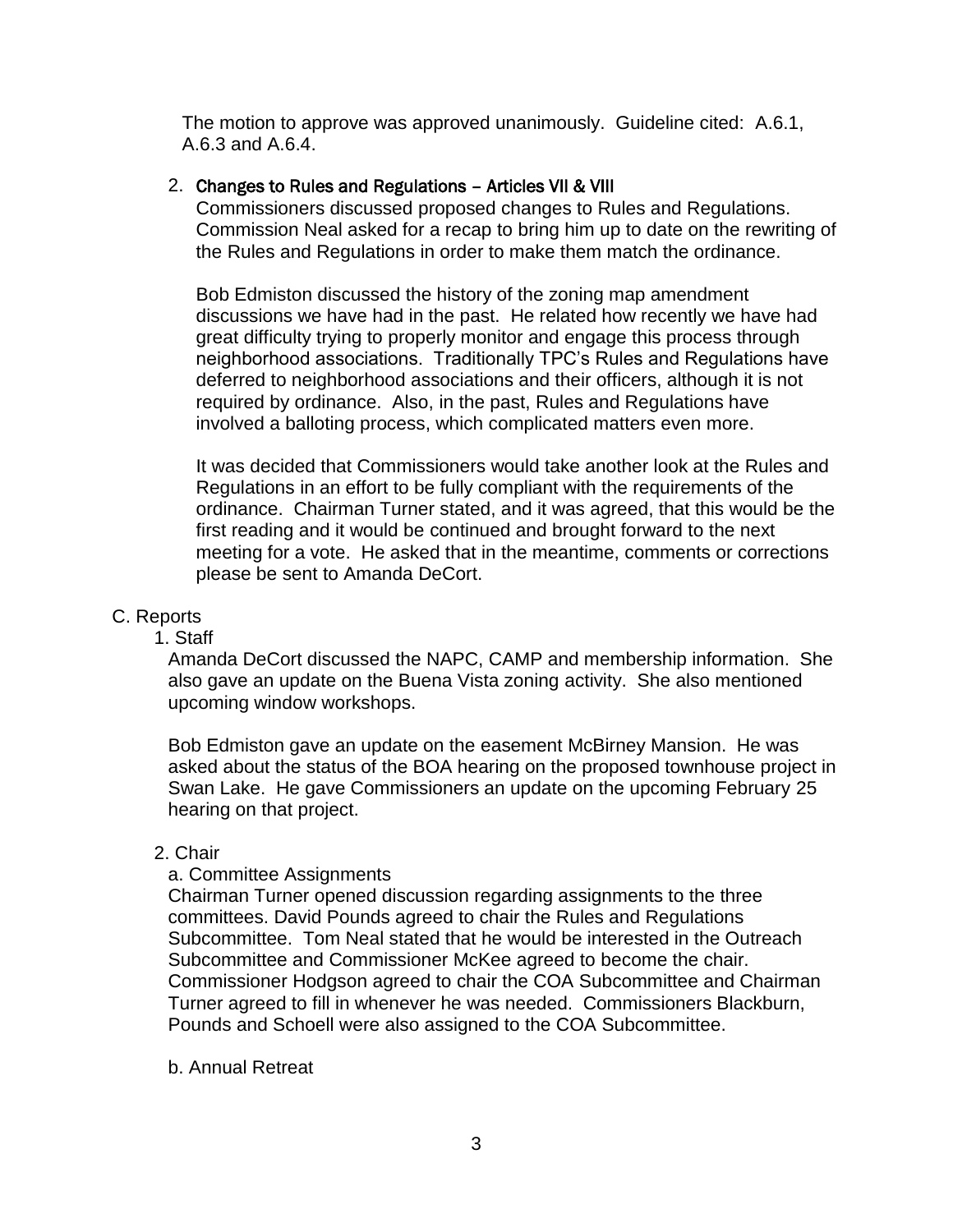The motion to approve was approved unanimously. Guideline cited: A.6.1, A.6.3 and A.6.4.

2. **Changes to Rules and Regulations – Articles VII & VIII**

   Commissioners discussed proposed changes to Rules and Regulations. Commission Neal asked for a recap to bring him up to date on the rewriting of the Rules and Regulations in order to make them match the ordinance.

   Bob Edmiston discussed the history of the zoning map amendment discussions we have had in the past. He related how recently we have had great difficulty trying to properly monitor and engage this process through neighborhood associations. Traditionally TPC's Rules and Regulations have deferred to neighborhood associations and their officers, although it is not required by ordinance. Also, in the past, Rules and Regulations have involved a balloting process, which complicated matters even more.

   It was decided that Commissioners would take another look at the Rules and Regulations in an effort to be fully compliant with the requirements of the ordinance. Chairman Turner stated, and it was agreed, that this would be the first reading and it would be continued and brought forward to the next meeting for a vote. He asked that in the meantime, comments or corrections please be sent to Amanda DeCort.

C. Reports

1. Staff

   Amanda DeCort discussed the NAPC, CAMP and membership information. She also gave an update on the Buena Vista zoning activity. She also mentioned upcoming window workshops.

   Bob Edmiston gave an update on the easement McBirney Mansion. He was asked about the status of the BOA hearing on the proposed townhouse project in Swan Lake. He gave Commissioners an update on the upcoming February 25 hearing on that project.

2. Chair

   a. Committee Assignments

   Chairman Turner opened discussion regarding assignments to the three committees. David Pounds agreed to chair the Rules and Regulations Subcommittee. Tom Neal stated that he would be interested in the Outreach Subcommittee and Commissioner McKee agreed to become the chair. Commissioner Hodgson agreed to chair the COA Subcommittee and Chairman Turner agreed to fill in whenever he was needed. Commissioners Blackburn, Pounds and Schoell were also assigned to the COA Subcommittee.

   b. Annual Retreat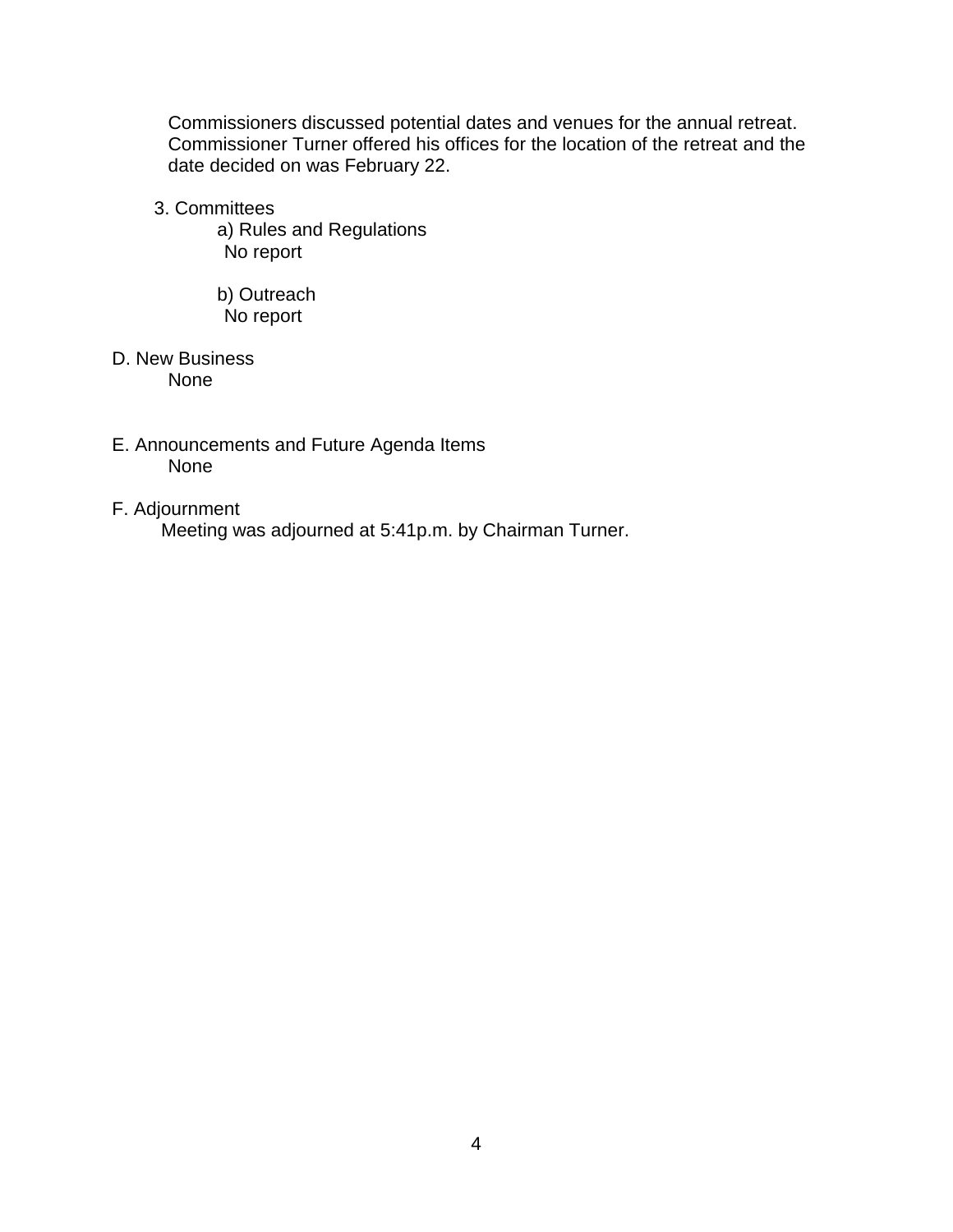Commissioners discussed potential dates and venues for the annual retreat. Commissioner Turner offered his offices for the location of the retreat and the date decided on was February 22.

3. Committees
   - a) Rules and Regulations
     No report
   - b) Outreach
     No report

D. New Business

None

E. Announcements and Future Agenda Items

None

F. Adjournment

Meeting was adjourned at 5:41p.m. by Chairman Turner.